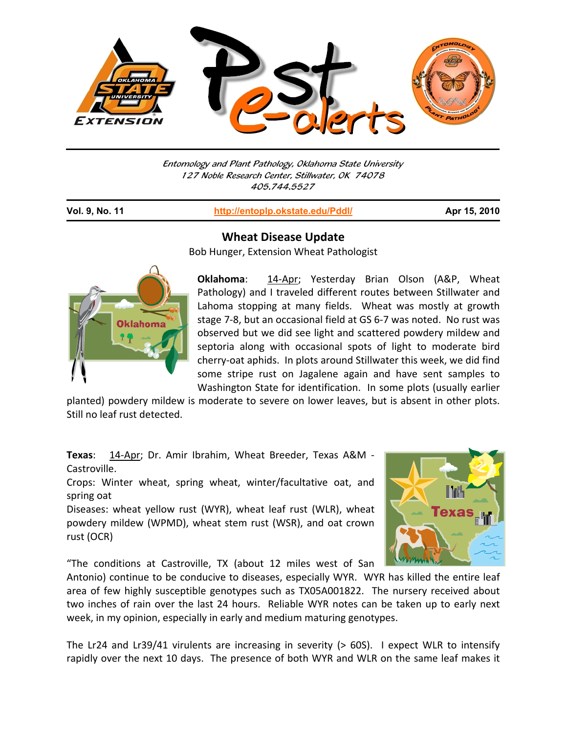Entomology and Plant Pathology, Oklahoma State University
127 Noble Research Center, Stillwater, OK 74078
405.744.5527

**Vol. 9, No. 11** | http://entoplp.okstate.edu/Pddl/ | **Apr 15, 2010**

## Wheat Disease Update

Bob Hunger, Extension Wheat Pathologist

**Oklahoma**: 14-Apr; Yesterday Brian Olson (A&P, Wheat Pathology) and I traveled different routes between Stillwater and Lahoma stopping at many fields. Wheat was mostly at growth stage 7-8, but an occasional field at GS 6-7 was noted. No rust was observed but we did see light and scattered powdery mildew and septoria along with occasional spots of light to moderate bird cherry-oat aphids. In plots around Stillwater this week, we did find some stripe rust on Jagalene again and have sent samples to Washington State for identification. In some plots (usually earlier planted) powdery mildew is moderate to severe on lower leaves, but is absent in other plots. Still no leaf rust detected.

**Texas**: 14-Apr; Dr. Amir Ibrahim, Wheat Breeder, Texas A&M - Castroville.

Crops: Winter wheat, spring wheat, winter/facultative oat, and spring oat

Diseases: wheat yellow rust (WYR), wheat leaf rust (WLR), wheat powdery mildew (WPMD), wheat stem rust (WSR), and oat crown rust (OCR)

"The conditions at Castroville, TX (about 12 miles west of San Antonio) continue to be conducive to diseases, especially WYR. WYR has killed the entire leaf area of few highly susceptible genotypes such as TX05A001822. The nursery received about two inches of rain over the last 24 hours. Reliable WYR notes can be taken up to early next week, in my opinion, especially in early and medium maturing genotypes.

The Lr24 and Lr39/41 virulents are increasing in severity (> 60S). I expect WLR to intensify rapidly over the next 10 days. The presence of both WYR and WLR on the same leaf makes it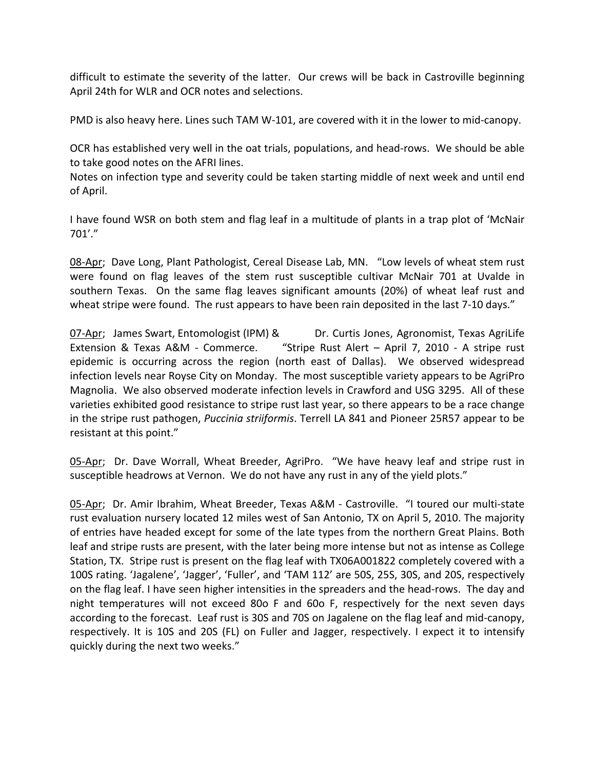difficult to estimate the severity of the latter. Our crews will be back in Castroville beginning April 24th for WLR and OCR notes and selections.

PMD is also heavy here. Lines such TAM W-101, are covered with it in the lower to mid-canopy.

OCR has established very well in the oat trials, populations, and head-rows. We should be able to take good notes on the AFRI lines.
Notes on infection type and severity could be taken starting middle of next week and until end of April.

I have found WSR on both stem and flag leaf in a multitude of plants in a trap plot of 'McNair 701'."

<u>08-Apr</u>; Dave Long, Plant Pathologist, Cereal Disease Lab, MN. "Low levels of wheat stem rust were found on flag leaves of the stem rust susceptible cultivar McNair 701 at Uvalde in southern Texas. On the same flag leaves significant amounts (20%) of wheat leaf rust and wheat stripe were found. The rust appears to have been rain deposited in the last 7-10 days."

<u>07-Apr</u>; James Swart, Entomologist (IPM) & Dr. Curtis Jones, Agronomist, Texas AgriLife Extension & Texas A&M - Commerce. "Stripe Rust Alert – April 7, 2010 - A stripe rust epidemic is occurring across the region (north east of Dallas). We observed widespread infection levels near Royse City on Monday. The most susceptible variety appears to be AgriPro Magnolia. We also observed moderate infection levels in Crawford and USG 3295. All of these varieties exhibited good resistance to stripe rust last year, so there appears to be a race change in the stripe rust pathogen, *Puccinia striiformis*. Terrell LA 841 and Pioneer 25R57 appear to be resistant at this point."

<u>05-Apr</u>; Dr. Dave Worrall, Wheat Breeder, AgriPro. "We have heavy leaf and stripe rust in susceptible headrows at Vernon. We do not have any rust in any of the yield plots."

<u>05-Apr</u>; Dr. Amir Ibrahim, Wheat Breeder, Texas A&M - Castroville. "I toured our multi-state rust evaluation nursery located 12 miles west of San Antonio, TX on April 5, 2010. The majority of entries have headed except for some of the late types from the northern Great Plains. Both leaf and stripe rusts are present, with the later being more intense but not as intense as College Station, TX. Stripe rust is present on the flag leaf with TX06A001822 completely covered with a 100S rating. 'Jagalene', 'Jagger', 'Fuller', and 'TAM 112' are 50S, 25S, 30S, and 20S, respectively on the flag leaf. I have seen higher intensities in the spreaders and the head-rows. The day and night temperatures will not exceed 80o F and 60o F, respectively for the next seven days according to the forecast. Leaf rust is 30S and 70S on Jagalene on the flag leaf and mid-canopy, respectively. It is 10S and 20S (FL) on Fuller and Jagger, respectively. I expect it to intensify quickly during the next two weeks."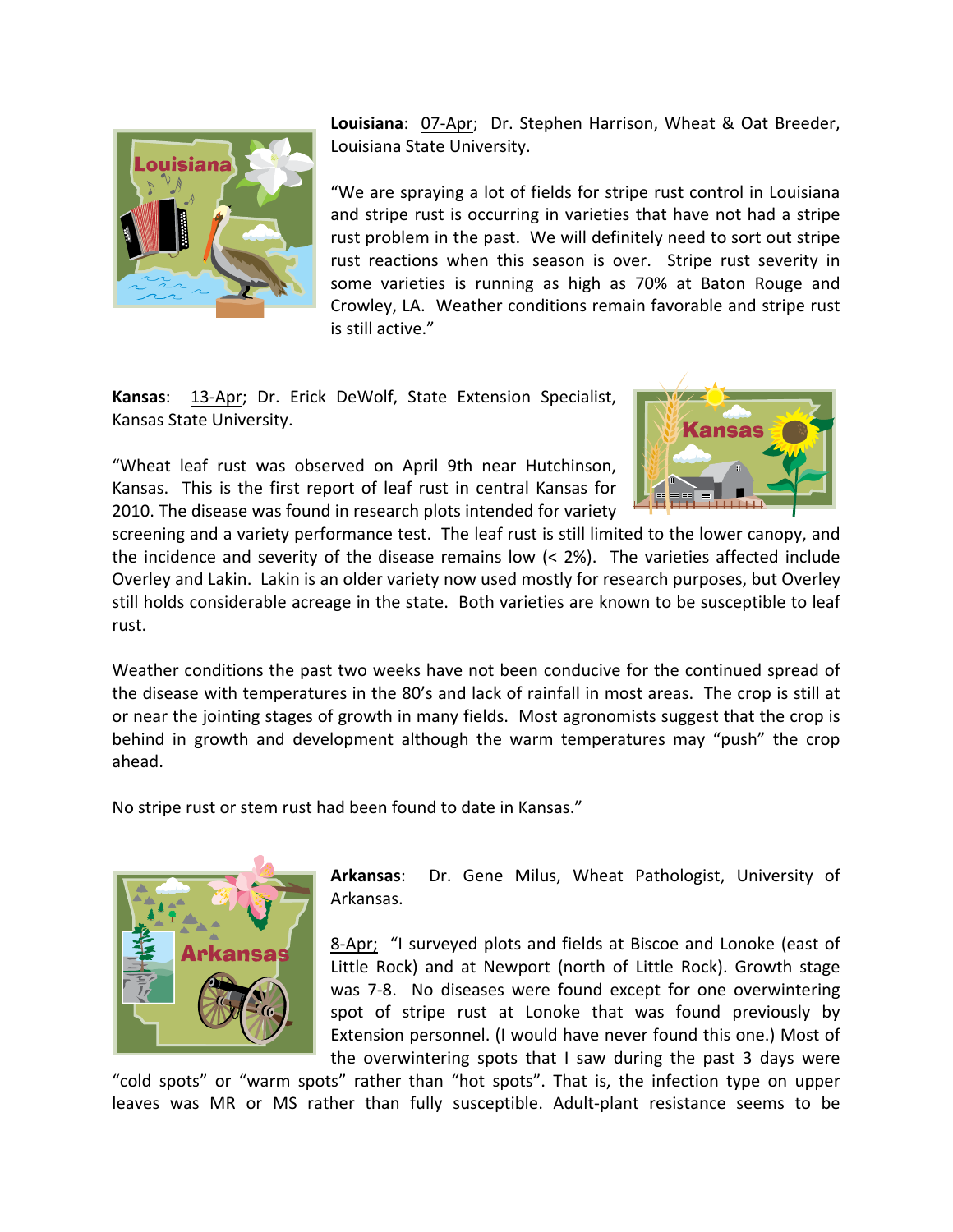**Louisiana**: 07-Apr; Dr. Stephen Harrison, Wheat & Oat Breeder, Louisiana State University.

"We are spraying a lot of fields for stripe rust control in Louisiana and stripe rust is occurring in varieties that have not had a stripe rust problem in the past. We will definitely need to sort out stripe rust reactions when this season is over. Stripe rust severity in some varieties is running as high as 70% at Baton Rouge and Crowley, LA. Weather conditions remain favorable and stripe rust is still active."

**Kansas**: 13-Apr; Dr. Erick DeWolf, State Extension Specialist, Kansas State University.

"Wheat leaf rust was observed on April 9th near Hutchinson, Kansas. This is the first report of leaf rust in central Kansas for 2010. The disease was found in research plots intended for variety screening and a variety performance test. The leaf rust is still limited to the lower canopy, and the incidence and severity of the disease remains low (< 2%). The varieties affected include Overley and Lakin. Lakin is an older variety now used mostly for research purposes, but Overley still holds considerable acreage in the state. Both varieties are known to be susceptible to leaf rust.

Weather conditions the past two weeks have not been conducive for the continued spread of the disease with temperatures in the 80's and lack of rainfall in most areas. The crop is still at or near the jointing stages of growth in many fields. Most agronomists suggest that the crop is behind in growth and development although the warm temperatures may "push" the crop ahead.

No stripe rust or stem rust had been found to date in Kansas."

**Arkansas**: Dr. Gene Milus, Wheat Pathologist, University of Arkansas.

8-Apr; "I surveyed plots and fields at Biscoe and Lonoke (east of Little Rock) and at Newport (north of Little Rock). Growth stage was 7-8. No diseases were found except for one overwintering spot of stripe rust at Lonoke that was found previously by Extension personnel. (I would have never found this one.) Most of the overwintering spots that I saw during the past 3 days were "cold spots" or "warm spots" rather than "hot spots". That is, the infection type on upper leaves was MR or MS rather than fully susceptible. Adult-plant resistance seems to be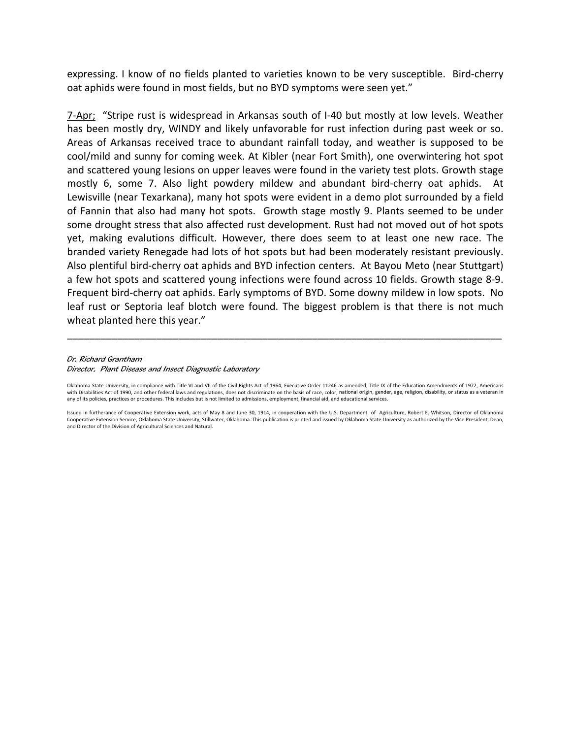expressing. I know of no fields planted to varieties known to be very susceptible. Bird-cherry oat aphids were found in most fields, but no BYD symptoms were seen yet."

7-Apr; "Stripe rust is widespread in Arkansas south of I-40 but mostly at low levels. Weather has been mostly dry, WINDY and likely unfavorable for rust infection during past week or so. Areas of Arkansas received trace to abundant rainfall today, and weather is supposed to be cool/mild and sunny for coming week. At Kibler (near Fort Smith), one overwintering hot spot and scattered young lesions on upper leaves were found in the variety test plots. Growth stage mostly 6, some 7. Also light powdery mildew and abundant bird-cherry oat aphids. At Lewisville (near Texarkana), many hot spots were evident in a demo plot surrounded by a field of Fannin that also had many hot spots. Growth stage mostly 9. Plants seemed to be under some drought stress that also affected rust development. Rust had not moved out of hot spots yet, making evalutions difficult. However, there does seem to at least one new race. The branded variety Renegade had lots of hot spots but had been moderately resistant previously. Also plentiful bird-cherry oat aphids and BYD infection centers. At Bayou Meto (near Stuttgart) a few hot spots and scattered young infections were found across 10 fields. Growth stage 8-9. Frequent bird-cherry oat aphids. Early symptoms of BYD. Some downy mildew in low spots. No leaf rust or Septoria leaf blotch were found. The biggest problem is that there is not much wheat planted here this year."

---

*Dr. Richard Grantham*
*Director, Plant Disease and Insect Diagnostic Laboratory*

Oklahoma State University, in compliance with Title VI and VII of the Civil Rights Act of 1964, Executive Order 11246 as amended, Title IX of the Education Amendments of 1972, Americans with Disabilities Act of 1990, and other federal laws and regulations, does not discriminate on the basis of race, color, national origin, gender, age, religion, disability, or status as a veteran in any of its policies, practices or procedures. This includes but is not limited to admissions, employment, financial aid, and educational services.

Issued in furtherance of Cooperative Extension work, acts of May 8 and June 30, 1914, in cooperation with the U.S. Department of Agriculture, Robert E. Whitson, Director of Oklahoma Cooperative Extension Service, Oklahoma State University, Stillwater, Oklahoma. This publication is printed and issued by Oklahoma State University as authorized by the Vice President, Dean, and Director of the Division of Agricultural Sciences and Natural.